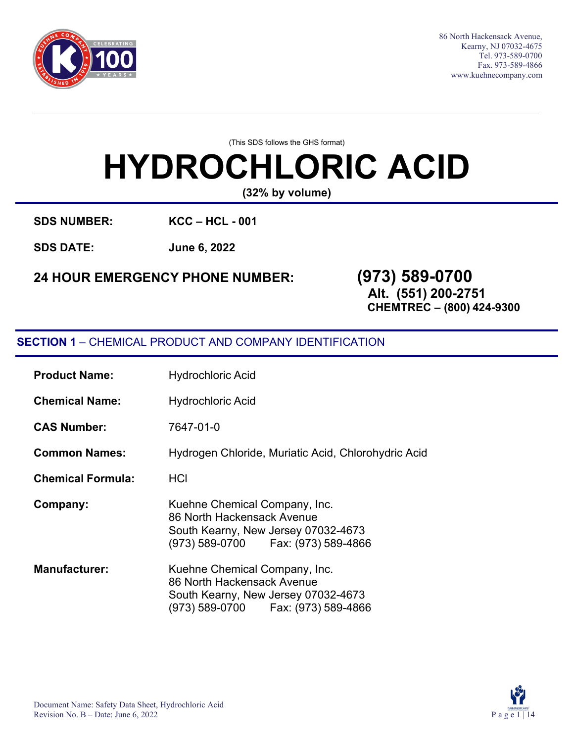86 North Hackensack Avenue,
Kearny, NJ 07032-4675
Tel. 973-589-0700
Fax. 973-589-4866
www.kuehnecompany.com

(This SDS follows the GHS format)

# HYDROCHLORIC ACID

**(32% by volume)**

**SDS NUMBER:** **KCC – HCL - 001**

**SDS DATE:** **June 6, 2022**

**24 HOUR EMERGENCY PHONE NUMBER:** **(973) 589-0700**
**Alt. (551) 200-2751**
**CHEMTREC – (800) 424-9300**

## SECTION 1 – CHEMICAL PRODUCT AND COMPANY IDENTIFICATION

**Product Name:** Hydrochloric Acid

**Chemical Name:** Hydrochloric Acid

**CAS Number:** 7647-01-0

**Common Names:** Hydrogen Chloride, Muriatic Acid, Chlorohydric Acid

**Chemical Formula:** HCl

**Company:** Kuehne Chemical Company, Inc.
86 North Hackensack Avenue
South Kearny, New Jersey 07032-4673
(973) 589-0700 Fax: (973) 589-4866

**Manufacturer:** Kuehne Chemical Company, Inc.
86 North Hackensack Avenue
South Kearny, New Jersey 07032-4673
(973) 589-0700 Fax: (973) 589-4866

Document Name: Safety Data Sheet, Hydrochloric Acid
Revision No. B – Date: June 6, 2022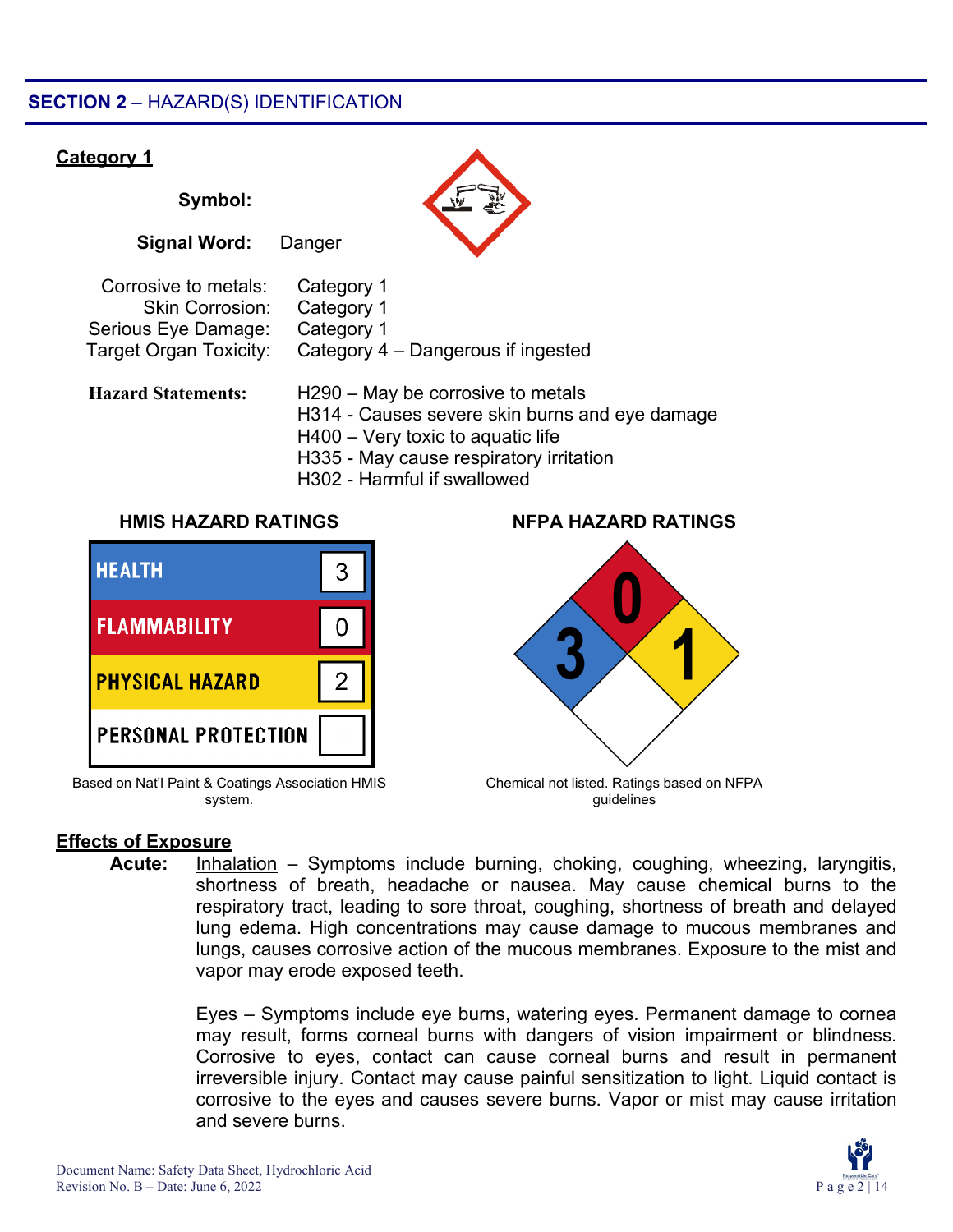## SECTION 2 – HAZARD(S) IDENTIFICATION

**Category 1**

**Symbol:**

**Signal Word:** Danger

| | |
|---|---|
| Corrosive to metals: | Category 1 |
| Skin Corrosion: | Category 1 |
| Serious Eye Damage: | Category 1 |
| Target Organ Toxicity: | Category 4 – Dangerous if ingested |

**Hazard Statements:**
H290 – May be corrosive to metals
H314 - Causes severe skin burns and eye damage
H400 – Very toxic to aquatic life
H335 - May cause respiratory irritation
H302 - Harmful if swallowed

**HMIS HAZARD RATINGS**

| | |
|---|---|
| HEALTH | 3 |
| FLAMMABILITY | 0 |
| PHYSICAL HAZARD | 2 |
| PERSONAL PROTECTION | |

Based on Nat'l Paint & Coatings Association HMIS system.

**NFPA HAZARD RATINGS**

Health: 3, Flammability: 0, Instability: 1

Chemical not listed. Ratings based on NFPA guidelines

**Effects of Exposure**

**Acute:** Inhalation – Symptoms include burning, choking, coughing, wheezing, laryngitis, shortness of breath, headache or nausea. May cause chemical burns to the respiratory tract, leading to sore throat, coughing, shortness of breath and delayed lung edema. High concentrations may cause damage to mucous membranes and lungs, causes corrosive action of the mucous membranes. Exposure to the mist and vapor may erode exposed teeth.

Eyes – Symptoms include eye burns, watering eyes. Permanent damage to cornea may result, forms corneal burns with dangers of vision impairment or blindness. Corrosive to eyes, contact can cause corneal burns and result in permanent irreversible injury. Contact may cause painful sensitization to light. Liquid contact is corrosive to the eyes and causes severe burns. Vapor or mist may cause irritation and severe burns.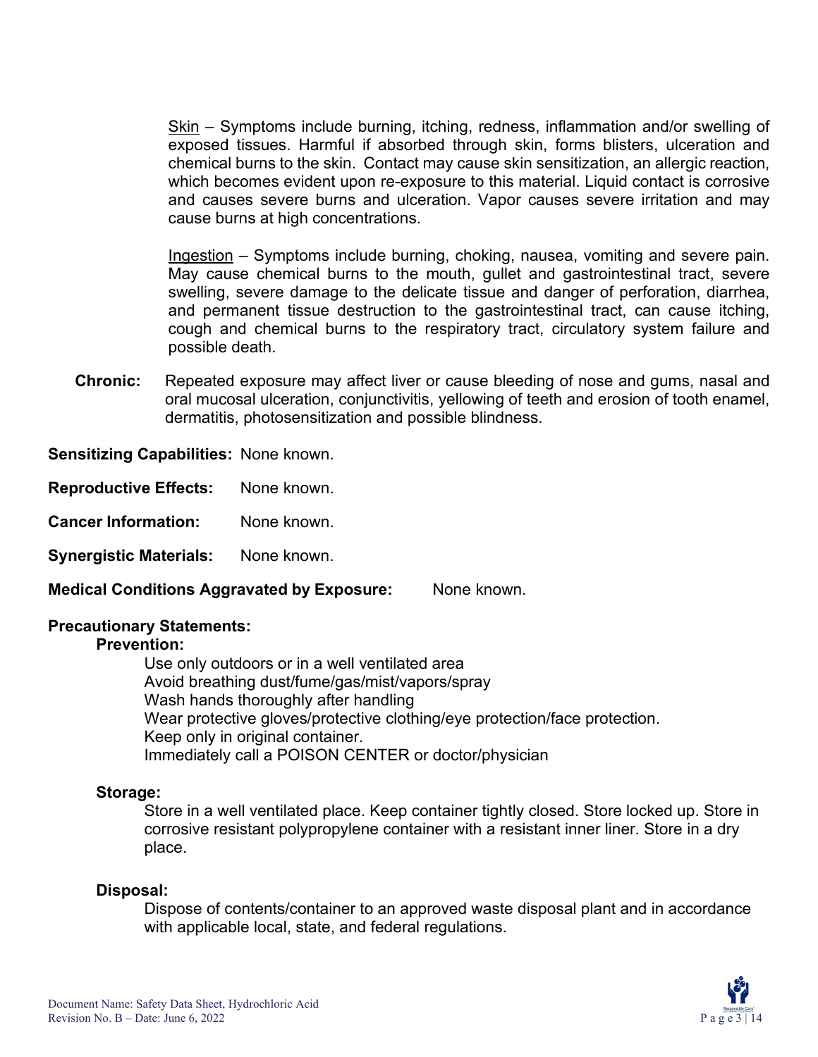Skin – Symptoms include burning, itching, redness, inflammation and/or swelling of exposed tissues. Harmful if absorbed through skin, forms blisters, ulceration and chemical burns to the skin. Contact may cause skin sensitization, an allergic reaction, which becomes evident upon re-exposure to this material. Liquid contact is corrosive and causes severe burns and ulceration. Vapor causes severe irritation and may cause burns at high concentrations.

Ingestion – Symptoms include burning, choking, nausea, vomiting and severe pain. May cause chemical burns to the mouth, gullet and gastrointestinal tract, severe swelling, severe damage to the delicate tissue and danger of perforation, diarrhea, and permanent tissue destruction to the gastrointestinal tract, can cause itching, cough and chemical burns to the respiratory tract, circulatory system failure and possible death.

**Chronic:** Repeated exposure may affect liver or cause bleeding of nose and gums, nasal and oral mucosal ulceration, conjunctivitis, yellowing of teeth and erosion of tooth enamel, dermatitis, photosensitization and possible blindness.

**Sensitizing Capabilities:** None known.

**Reproductive Effects:** None known.

**Cancer Information:** None known.

**Synergistic Materials:** None known.

**Medical Conditions Aggravated by Exposure:** None known.

**Precautionary Statements:**

**Prevention:**

Use only outdoors or in a well ventilated area
Avoid breathing dust/fume/gas/mist/vapors/spray
Wash hands thoroughly after handling
Wear protective gloves/protective clothing/eye protection/face protection.
Keep only in original container.
Immediately call a POISON CENTER or doctor/physician

**Storage:**

Store in a well ventilated place. Keep container tightly closed. Store locked up. Store in corrosive resistant polypropylene container with a resistant inner liner. Store in a dry place.

**Disposal:**

Dispose of contents/container to an approved waste disposal plant and in accordance with applicable local, state, and federal regulations.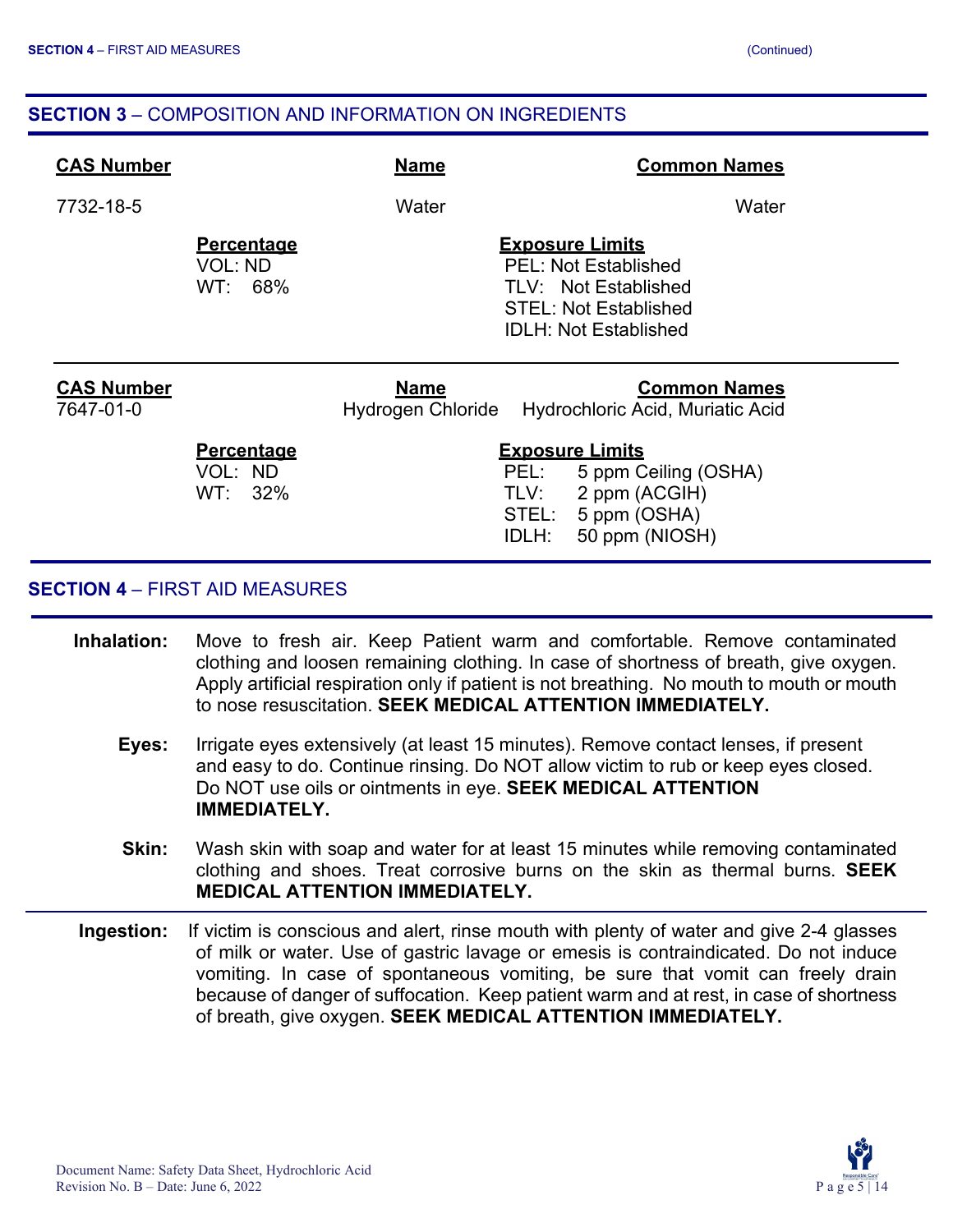## SECTION 3 – COMPOSITION AND INFORMATION ON INGREDIENTS

| CAS Number | Name | Common Names |
|---|---|---|
| 7732-18-5 | Water | Water |

| Percentage | Exposure Limits |
|---|---|
| VOL: ND | PEL: Not Established |
| WT: 68% | TLV: Not Established |
| | STEL: Not Established |
| | IDLH: Not Established |

| CAS Number | Name | Common Names |
|---|---|---|
| 7647-01-0 | Hydrogen Chloride | Hydrochloric Acid, Muriatic Acid |

| Percentage | Exposure Limits | |
|---|---|---|
| VOL: ND | PEL: | 5 ppm Ceiling (OSHA) |
| WT: 32% | TLV: | 2 ppm (ACGIH) |
| | STEL: | 5 ppm (OSHA) |
| | IDLH: | 50 ppm (NIOSH) |

## SECTION 4 – FIRST AID MEASURES

**Inhalation:** Move to fresh air. Keep Patient warm and comfortable. Remove contaminated clothing and loosen remaining clothing. In case of shortness of breath, give oxygen. Apply artificial respiration only if patient is not breathing. No mouth to mouth or mouth to nose resuscitation. **SEEK MEDICAL ATTENTION IMMEDIATELY.**

**Eyes:** Irrigate eyes extensively (at least 15 minutes). Remove contact lenses, if present and easy to do. Continue rinsing. Do NOT allow victim to rub or keep eyes closed. Do NOT use oils or ointments in eye. **SEEK MEDICAL ATTENTION IMMEDIATELY.**

**Skin:** Wash skin with soap and water for at least 15 minutes while removing contaminated clothing and shoes. Treat corrosive burns on the skin as thermal burns. **SEEK MEDICAL ATTENTION IMMEDIATELY.**

**Ingestion:** If victim is conscious and alert, rinse mouth with plenty of water and give 2-4 glasses of milk or water. Use of gastric lavage or emesis is contraindicated. Do not induce vomiting. In case of spontaneous vomiting, be sure that vomit can freely drain because of danger of suffocation. Keep patient warm and at rest, in case of shortness of breath, give oxygen. **SEEK MEDICAL ATTENTION IMMEDIATELY.**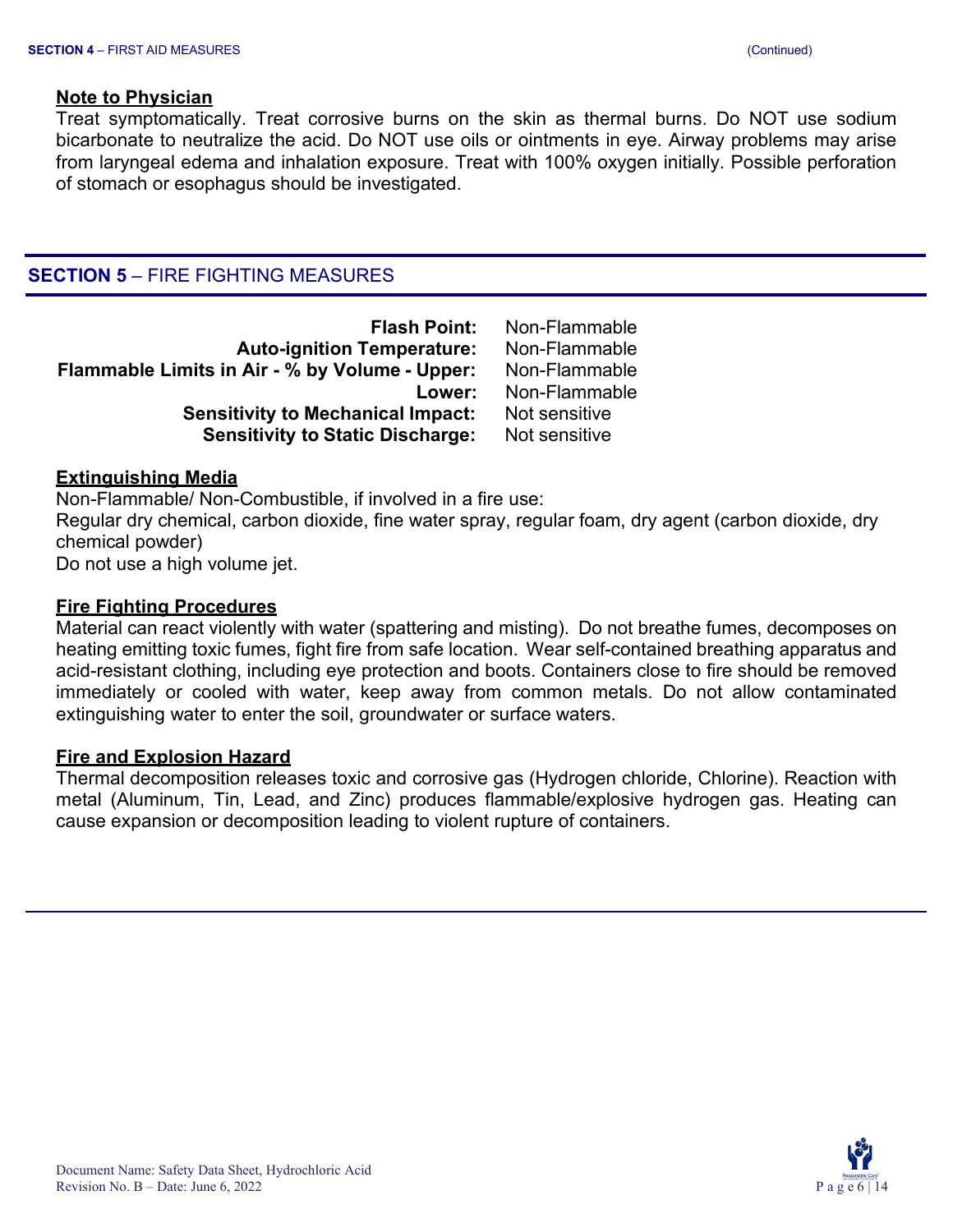### Note to Physician

Treat symptomatically. Treat corrosive burns on the skin as thermal burns. Do NOT use sodium bicarbonate to neutralize the acid. Do NOT use oils or ointments in eye. Airway problems may arise from laryngeal edema and inhalation exposure. Treat with 100% oxygen initially. Possible perforation of stomach or esophagus should be investigated.

## SECTION 5 – FIRE FIGHTING MEASURES

| | |
|---|---|
| **Flash Point:** | Non-Flammable |
| **Auto-ignition Temperature:** | Non-Flammable |
| **Flammable Limits in Air - % by Volume - Upper:** | Non-Flammable |
| **Lower:** | Non-Flammable |
| **Sensitivity to Mechanical Impact:** | Not sensitive |
| **Sensitivity to Static Discharge:** | Not sensitive |

### Extinguishing Media

Non-Flammable/ Non-Combustible, if involved in a fire use:
Regular dry chemical, carbon dioxide, fine water spray, regular foam, dry agent (carbon dioxide, dry chemical powder)
Do not use a high volume jet.

### Fire Fighting Procedures

Material can react violently with water (spattering and misting). Do not breathe fumes, decomposes on heating emitting toxic fumes, fight fire from safe location. Wear self-contained breathing apparatus and acid-resistant clothing, including eye protection and boots. Containers close to fire should be removed immediately or cooled with water, keep away from common metals. Do not allow contaminated extinguishing water to enter the soil, groundwater or surface waters.

### Fire and Explosion Hazard

Thermal decomposition releases toxic and corrosive gas (Hydrogen chloride, Chlorine). Reaction with metal (Aluminum, Tin, Lead, and Zinc) produces flammable/explosive hydrogen gas. Heating can cause expansion or decomposition leading to violent rupture of containers.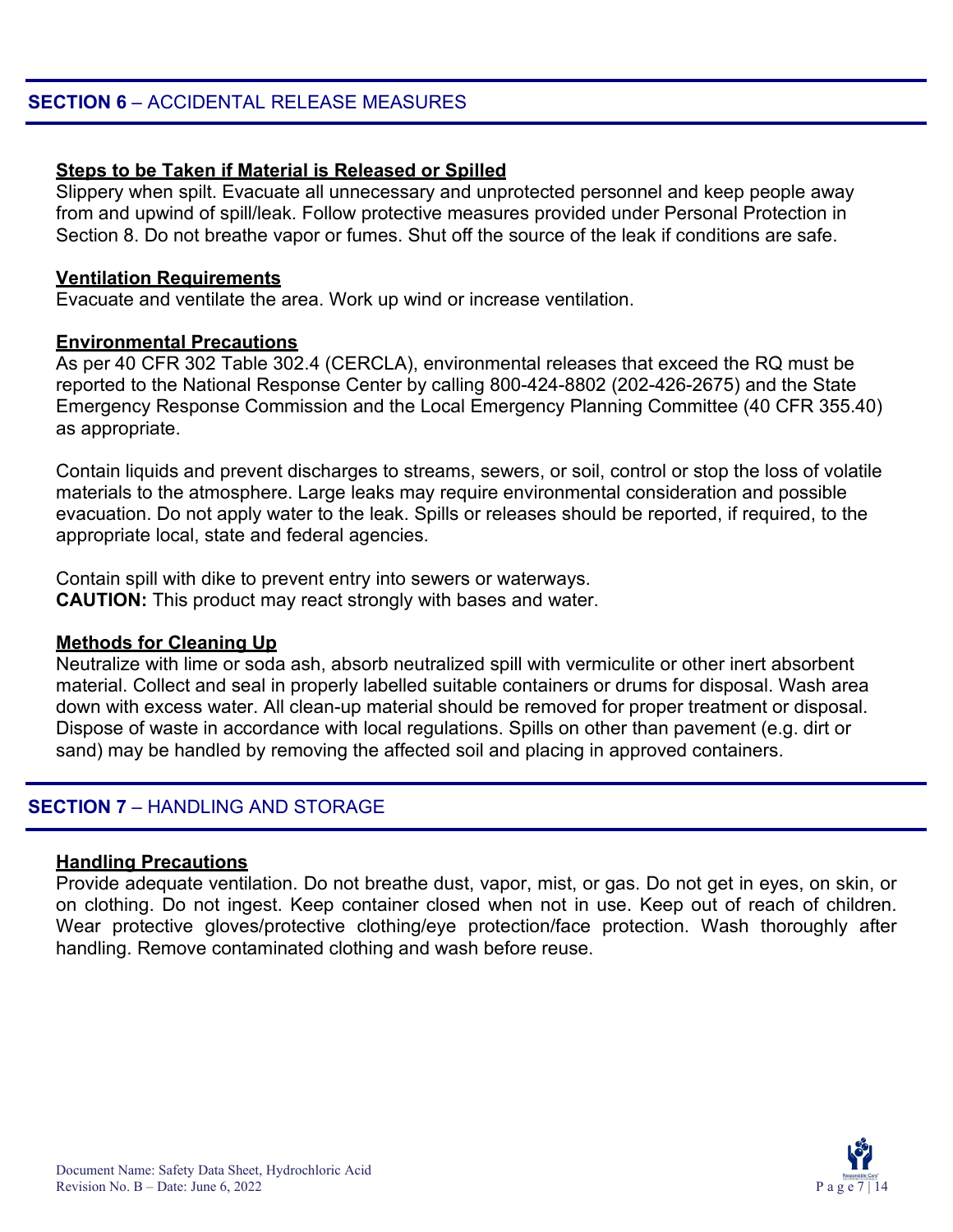## SECTION 6 – ACCIDENTAL RELEASE MEASURES

**Steps to be Taken if Material is Released or Spilled**

Slippery when spilt. Evacuate all unnecessary and unprotected personnel and keep people away from and upwind of spill/leak. Follow protective measures provided under Personal Protection in Section 8. Do not breathe vapor or fumes. Shut off the source of the leak if conditions are safe.

**Ventilation Requirements**

Evacuate and ventilate the area. Work up wind or increase ventilation.

**Environmental Precautions**

As per 40 CFR 302 Table 302.4 (CERCLA), environmental releases that exceed the RQ must be reported to the National Response Center by calling 800-424-8802 (202-426-2675) and the State Emergency Response Commission and the Local Emergency Planning Committee (40 CFR 355.40) as appropriate.

Contain liquids and prevent discharges to streams, sewers, or soil, control or stop the loss of volatile materials to the atmosphere. Large leaks may require environmental consideration and possible evacuation. Do not apply water to the leak. Spills or releases should be reported, if required, to the appropriate local, state and federal agencies.

Contain spill with dike to prevent entry into sewers or waterways.
**CAUTION:** This product may react strongly with bases and water.

**Methods for Cleaning Up**

Neutralize with lime or soda ash, absorb neutralized spill with vermiculite or other inert absorbent material. Collect and seal in properly labelled suitable containers or drums for disposal. Wash area down with excess water. All clean-up material should be removed for proper treatment or disposal. Dispose of waste in accordance with local regulations. Spills on other than pavement (e.g. dirt or sand) may be handled by removing the affected soil and placing in approved containers.

## SECTION 7 – HANDLING AND STORAGE

**Handling Precautions**

Provide adequate ventilation. Do not breathe dust, vapor, mist, or gas. Do not get in eyes, on skin, or on clothing. Do not ingest. Keep container closed when not in use. Keep out of reach of children. Wear protective gloves/protective clothing/eye protection/face protection. Wash thoroughly after handling. Remove contaminated clothing and wash before reuse.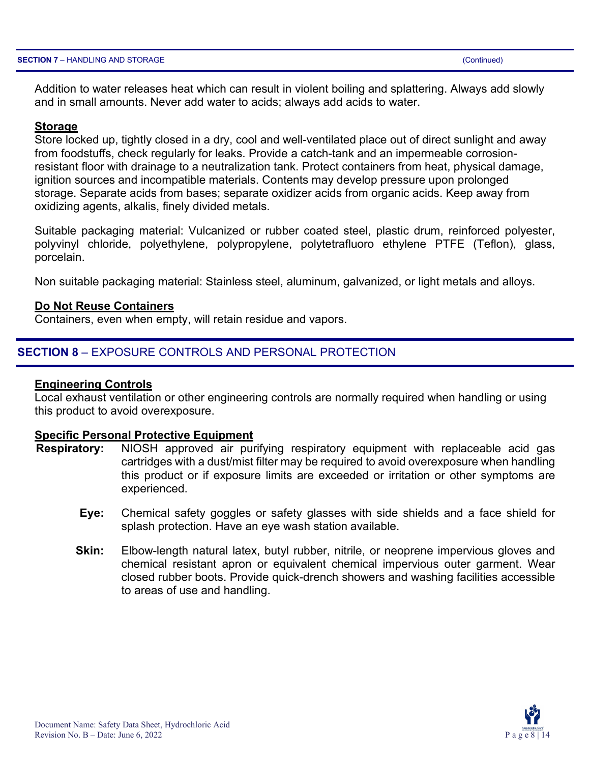Addition to water releases heat which can result in violent boiling and splattering. Always add slowly and in small amounts. Never add water to acids; always add acids to water.

### Storage

Store locked up, tightly closed in a dry, cool and well-ventilated place out of direct sunlight and away from foodstuffs, check regularly for leaks. Provide a catch-tank and an impermeable corrosion-resistant floor with drainage to a neutralization tank. Protect containers from heat, physical damage, ignition sources and incompatible materials. Contents may develop pressure upon prolonged storage. Separate acids from bases; separate oxidizer acids from organic acids. Keep away from oxidizing agents, alkalis, finely divided metals.

Suitable packaging material: Vulcanized or rubber coated steel, plastic drum, reinforced polyester, polyvinyl chloride, polyethylene, polypropylene, polytetrafluoro ethylene PTFE (Teflon), glass, porcelain.

Non suitable packaging material: Stainless steel, aluminum, galvanized, or light metals and alloys.

### Do Not Reuse Containers

Containers, even when empty, will retain residue and vapors.

## SECTION 8 – EXPOSURE CONTROLS AND PERSONAL PROTECTION

### Engineering Controls

Local exhaust ventilation or other engineering controls are normally required when handling or using this product to avoid overexposure.

### Specific Personal Protective Equipment

**Respiratory:** NIOSH approved air purifying respiratory equipment with replaceable acid gas cartridges with a dust/mist filter may be required to avoid overexposure when handling this product or if exposure limits are exceeded or irritation or other symptoms are experienced.

**Eye:** Chemical safety goggles or safety glasses with side shields and a face shield for splash protection. Have an eye wash station available.

**Skin:** Elbow-length natural latex, butyl rubber, nitrile, or neoprene impervious gloves and chemical resistant apron or equivalent chemical impervious outer garment. Wear closed rubber boots. Provide quick-drench showers and washing facilities accessible to areas of use and handling.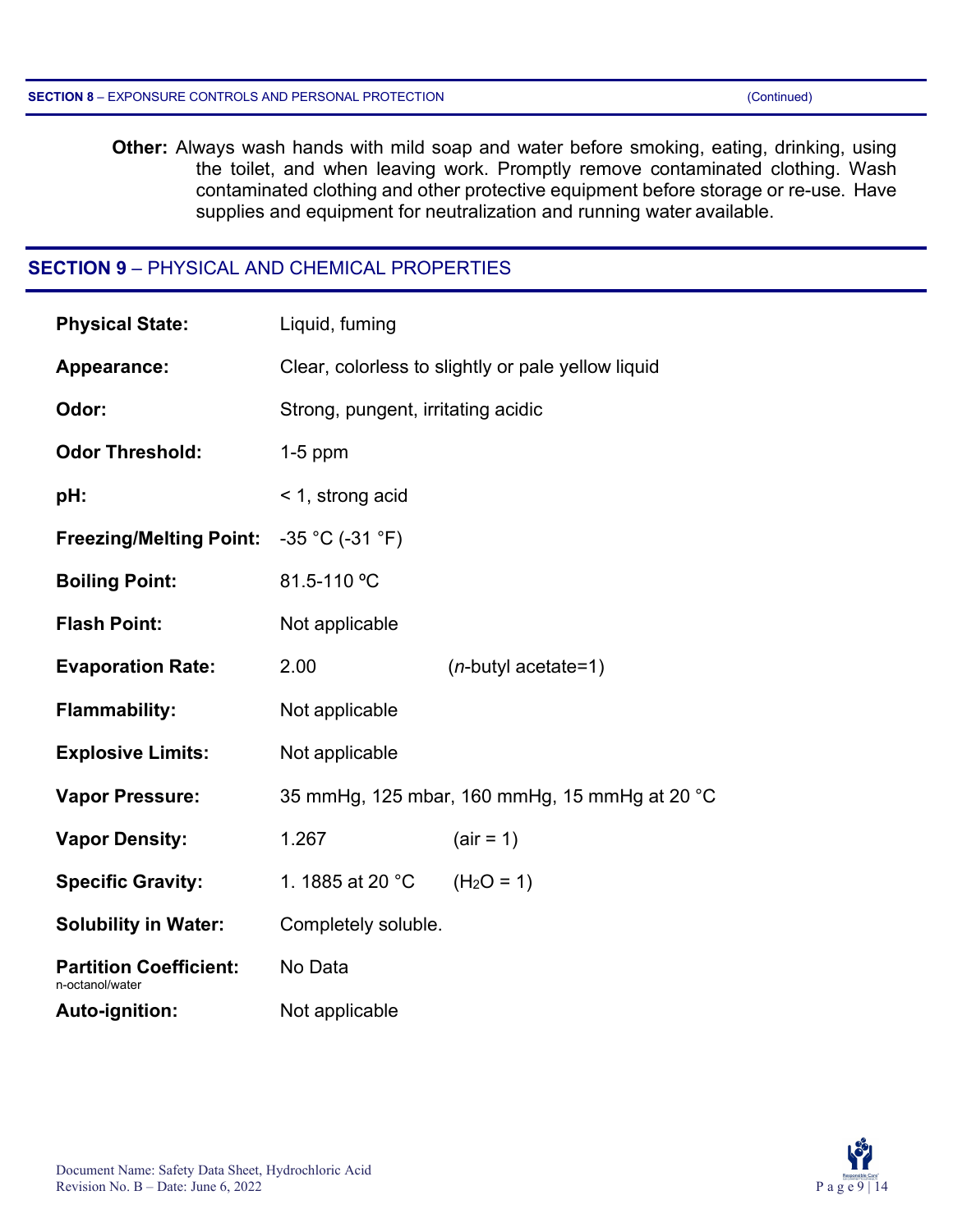**Other:** Always wash hands with mild soap and water before smoking, eating, drinking, using the toilet, and when leaving work. Promptly remove contaminated clothing. Wash contaminated clothing and other protective equipment before storage or re-use. Have supplies and equipment for neutralization and running water available.

## SECTION 9 – PHYSICAL AND CHEMICAL PROPERTIES

| | | |
|---|---|---|
| **Physical State:** | Liquid, fuming | |
| **Appearance:** | Clear, colorless to slightly or pale yellow liquid | |
| **Odor:** | Strong, pungent, irritating acidic | |
| **Odor Threshold:** | 1-5 ppm | |
| **pH:** | < 1, strong acid | |
| **Freezing/Melting Point:** | -35 °C (-31 °F) | |
| **Boiling Point:** | 81.5-110 ºC | |
| **Flash Point:** | Not applicable | |
| **Evaporation Rate:** | 2.00 | (*n*-butyl acetate=1) |
| **Flammability:** | Not applicable | |
| **Explosive Limits:** | Not applicable | |
| **Vapor Pressure:** | 35 mmHg, 125 mbar, 160 mmHg, 15 mmHg at 20 °C | |
| **Vapor Density:** | 1.267 | (air = 1) |
| **Specific Gravity:** | 1. 1885 at 20 °C | ($H_2O$ = 1) |
| **Solubility in Water:** | Completely soluble. | |
| **Partition Coefficient:** n-octanol/water | No Data | |
| **Auto-ignition:** | Not applicable | |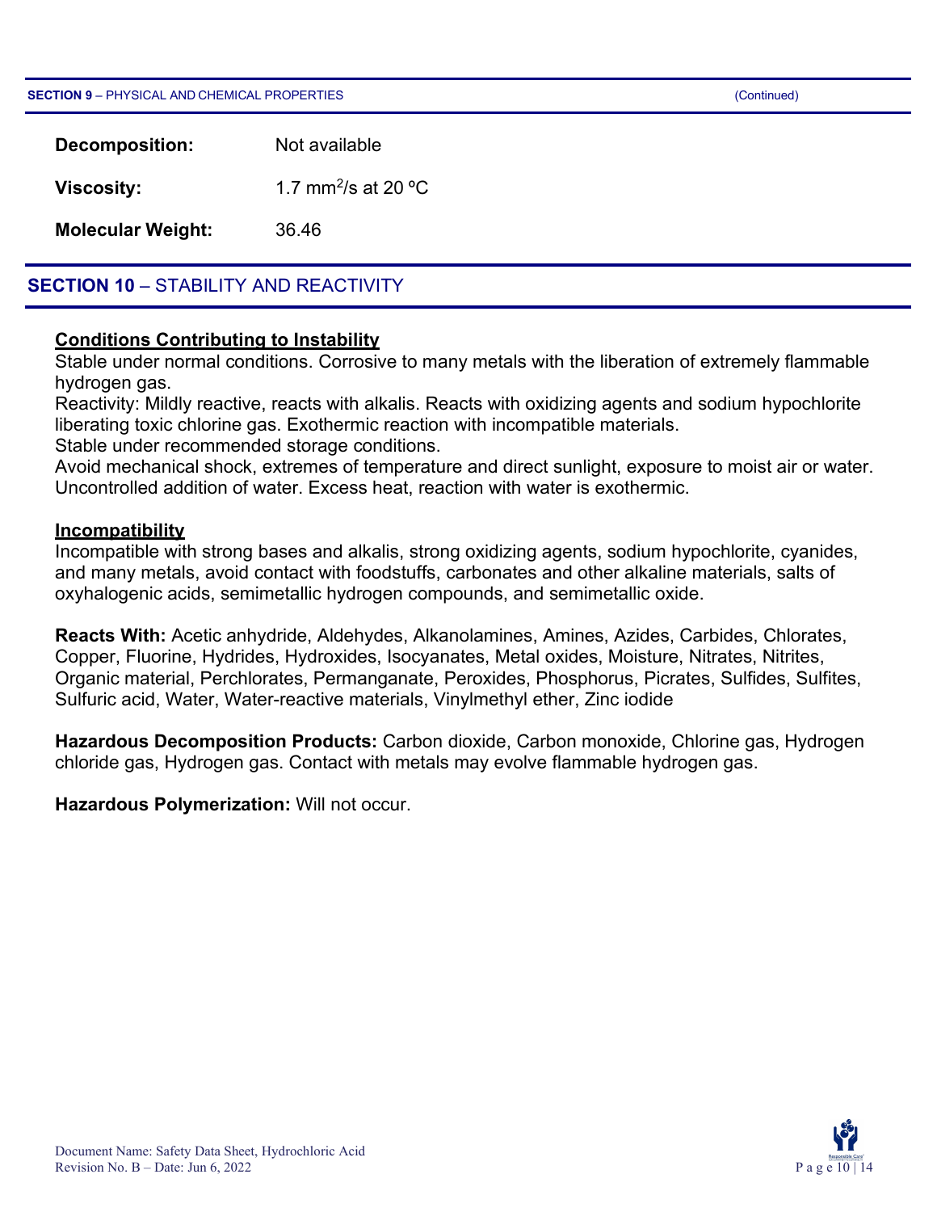**Decomposition:** Not available

**Viscosity:** 1.7 $mm^2/s$ at 20 ºC

**Molecular Weight:** 36.46

## SECTION 10 – STABILITY AND REACTIVITY

### Conditions Contributing to Instability

Stable under normal conditions. Corrosive to many metals with the liberation of extremely flammable hydrogen gas.
Reactivity: Mildly reactive, reacts with alkalis. Reacts with oxidizing agents and sodium hypochlorite liberating toxic chlorine gas. Exothermic reaction with incompatible materials.
Stable under recommended storage conditions.
Avoid mechanical shock, extremes of temperature and direct sunlight, exposure to moist air or water. Uncontrolled addition of water. Excess heat, reaction with water is exothermic.

### Incompatibility

Incompatible with strong bases and alkalis, strong oxidizing agents, sodium hypochlorite, cyanides, and many metals, avoid contact with foodstuffs, carbonates and other alkaline materials, salts of oxyhalogenic acids, semimetallic hydrogen compounds, and semimetallic oxide.

**Reacts With:** Acetic anhydride, Aldehydes, Alkanolamines, Amines, Azides, Carbides, Chlorates, Copper, Fluorine, Hydrides, Hydroxides, Isocyanates, Metal oxides, Moisture, Nitrates, Nitrites, Organic material, Perchlorates, Permanganate, Peroxides, Phosphorus, Picrates, Sulfides, Sulfites, Sulfuric acid, Water, Water-reactive materials, Vinylmethyl ether, Zinc iodide

**Hazardous Decomposition Products:** Carbon dioxide, Carbon monoxide, Chlorine gas, Hydrogen chloride gas, Hydrogen gas. Contact with metals may evolve flammable hydrogen gas.

**Hazardous Polymerization:** Will not occur.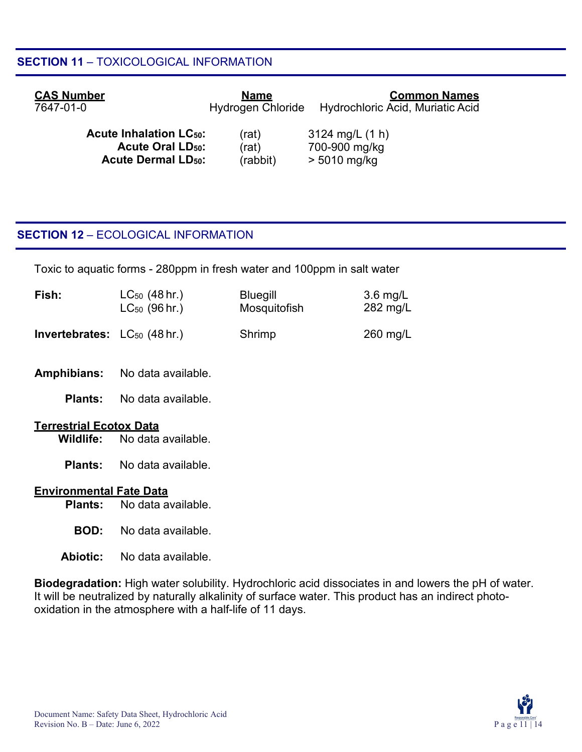## SECTION 11 – TOXICOLOGICAL INFORMATION

| CAS Number | Name | Common Names |
|---|---|---|
| 7647-01-0 | Hydrogen Chloride | Hydrochloric Acid, Muriatic Acid |

| | | |
|---|---|---|
| **Acute Inhalation $LC_{50}$:** | (rat) | 3124 mg/L (1 h) |
| **Acute Oral $LD_{50}$:** | (rat) | 700-900 mg/kg |
| **Acute Dermal $LD_{50}$:** | (rabbit) | > 5010 mg/kg |

## SECTION 12 – ECOLOGICAL INFORMATION

Toxic to aquatic forms - 280ppm in fresh water and 100ppm in salt water

| | | | |
|---|---|---|---|
| **Fish:** | $LC_{50}$ (48 hr.) | Bluegill | 3.6 mg/L |
| | $LC_{50}$ (96 hr.) | Mosquitofish | 282 mg/L |
| **Invertebrates:** | $LC_{50}$ (48 hr.) | Shrimp | 260 mg/L |

**Amphibians:** No data available.

**Plants:** No data available.

**Terrestrial Ecotox Data**

**Wildlife:** No data available.

**Plants:** No data available.

**Environmental Fate Data**

**Plants:** No data available.

**BOD:** No data available.

**Abiotic:** No data available.

**Biodegradation:** High water solubility. Hydrochloric acid dissociates in and lowers the pH of water. It will be neutralized by naturally alkalinity of surface water. This product has an indirect photo-oxidation in the atmosphere with a half-life of 11 days.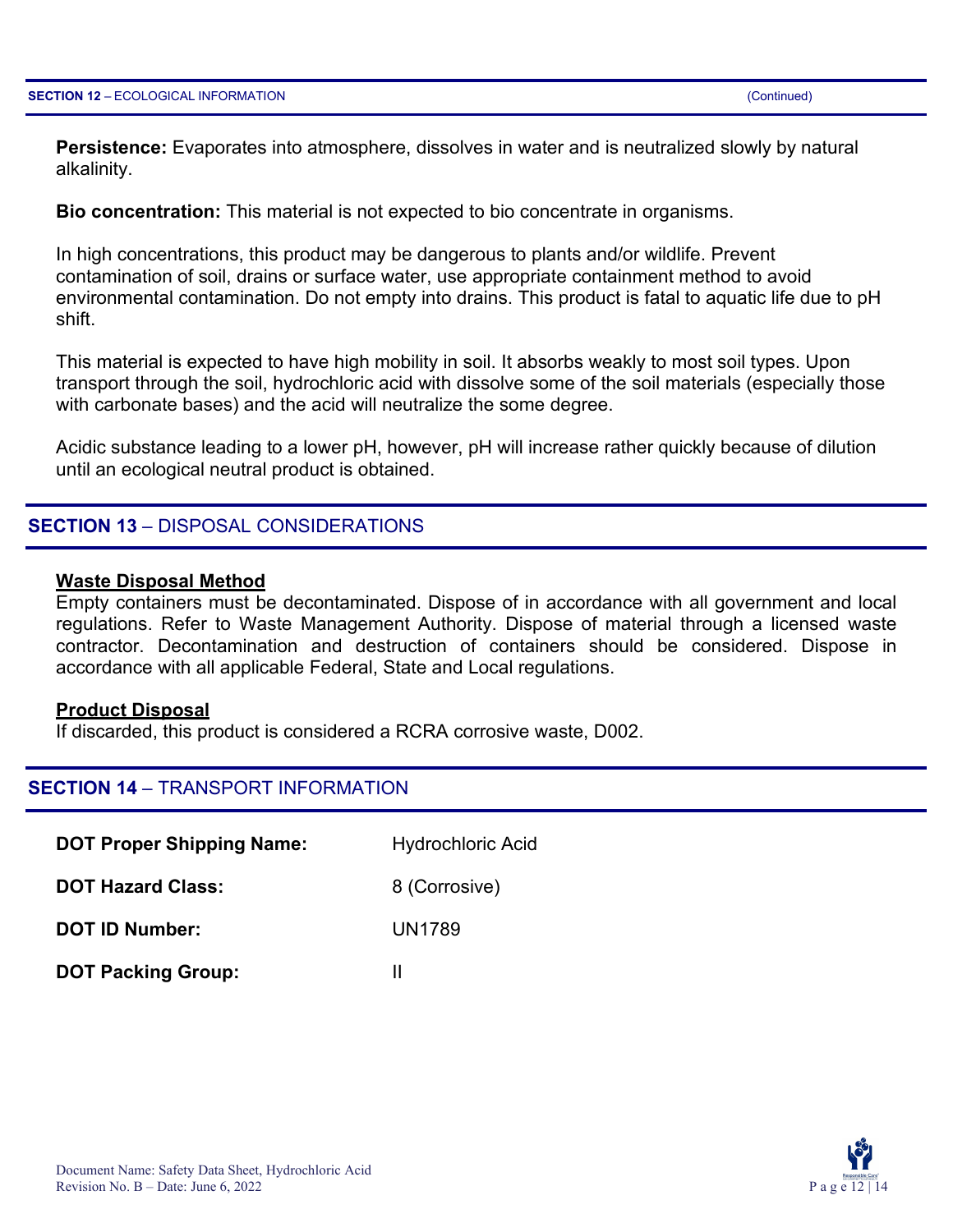**Persistence:** Evaporates into atmosphere, dissolves in water and is neutralized slowly by natural alkalinity.

**Bio concentration:** This material is not expected to bio concentrate in organisms.

In high concentrations, this product may be dangerous to plants and/or wildlife. Prevent contamination of soil, drains or surface water, use appropriate containment method to avoid environmental contamination. Do not empty into drains. This product is fatal to aquatic life due to pH shift.

This material is expected to have high mobility in soil. It absorbs weakly to most soil types. Upon transport through the soil, hydrochloric acid with dissolve some of the soil materials (especially those with carbonate bases) and the acid will neutralize the some degree.

Acidic substance leading to a lower pH, however, pH will increase rather quickly because of dilution until an ecological neutral product is obtained.

## SECTION 13 – DISPOSAL CONSIDERATIONS

**Waste Disposal Method**

Empty containers must be decontaminated. Dispose of in accordance with all government and local regulations. Refer to Waste Management Authority. Dispose of material through a licensed waste contractor. Decontamination and destruction of containers should be considered. Dispose in accordance with all applicable Federal, State and Local regulations.

**Product Disposal**

If discarded, this product is considered a RCRA corrosive waste, D002.

## SECTION 14 – TRANSPORT INFORMATION

| | |
|---|---|
| **DOT Proper Shipping Name:** | Hydrochloric Acid |
| **DOT Hazard Class:** | 8 (Corrosive) |
| **DOT ID Number:** | UN1789 |
| **DOT Packing Group:** | II |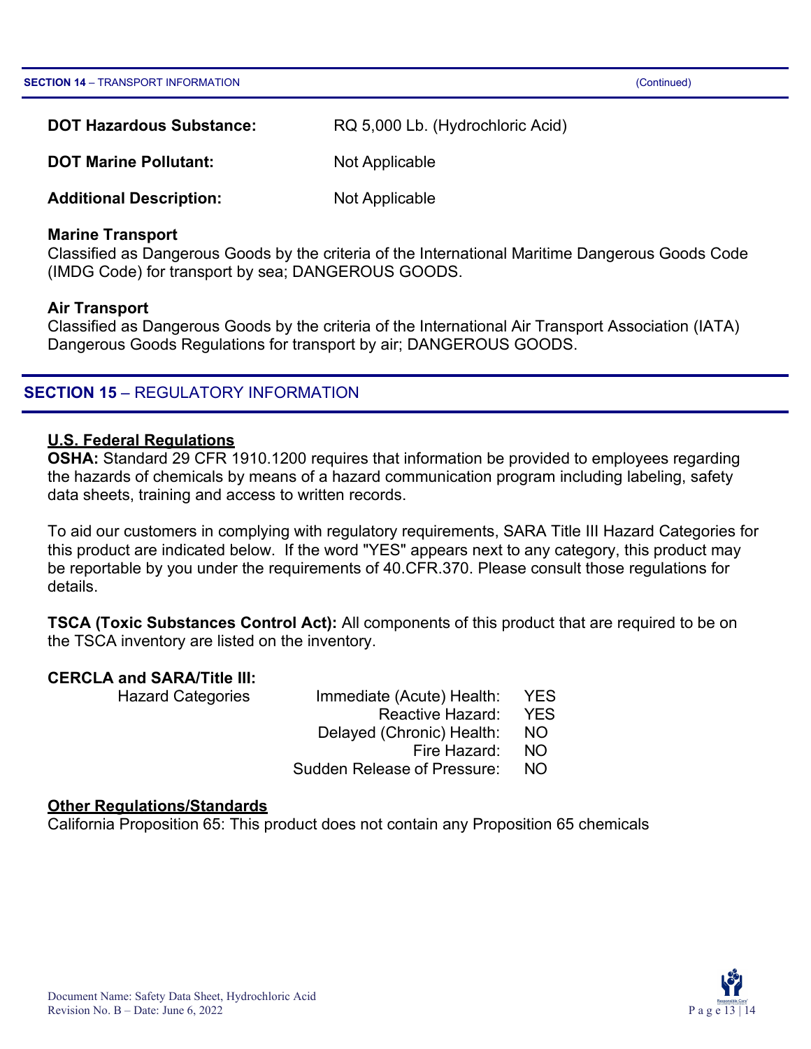**DOT Hazardous Substance:** RQ 5,000 Lb. (Hydrochloric Acid)

**DOT Marine Pollutant:** Not Applicable

**Additional Description:** Not Applicable

**Marine Transport**
Classified as Dangerous Goods by the criteria of the International Maritime Dangerous Goods Code (IMDG Code) for transport by sea; DANGEROUS GOODS.

**Air Transport**
Classified as Dangerous Goods by the criteria of the International Air Transport Association (IATA) Dangerous Goods Regulations for transport by air; DANGEROUS GOODS.

## SECTION 15 – REGULATORY INFORMATION

**U.S. Federal Regulations**
**OSHA:** Standard 29 CFR 1910.1200 requires that information be provided to employees regarding the hazards of chemicals by means of a hazard communication program including labeling, safety data sheets, training and access to written records.

To aid our customers in complying with regulatory requirements, SARA Title III Hazard Categories for this product are indicated below. If the word "YES" appears next to any category, this product may be reportable by you under the requirements of 40.CFR.370. Please consult those regulations for details.

**TSCA (Toxic Substances Control Act):** All components of this product that are required to be on the TSCA inventory are listed on the inventory.

**CERCLA and SARA/Title III:**

| Hazard Categories | | |
|---|---|---|
| | Immediate (Acute) Health: | YES |
| | Reactive Hazard: | YES |
| | Delayed (Chronic) Health: | NO |
| | Fire Hazard: | NO |
| | Sudden Release of Pressure: | NO |

**Other Regulations/Standards**
California Proposition 65: This product does not contain any Proposition 65 chemicals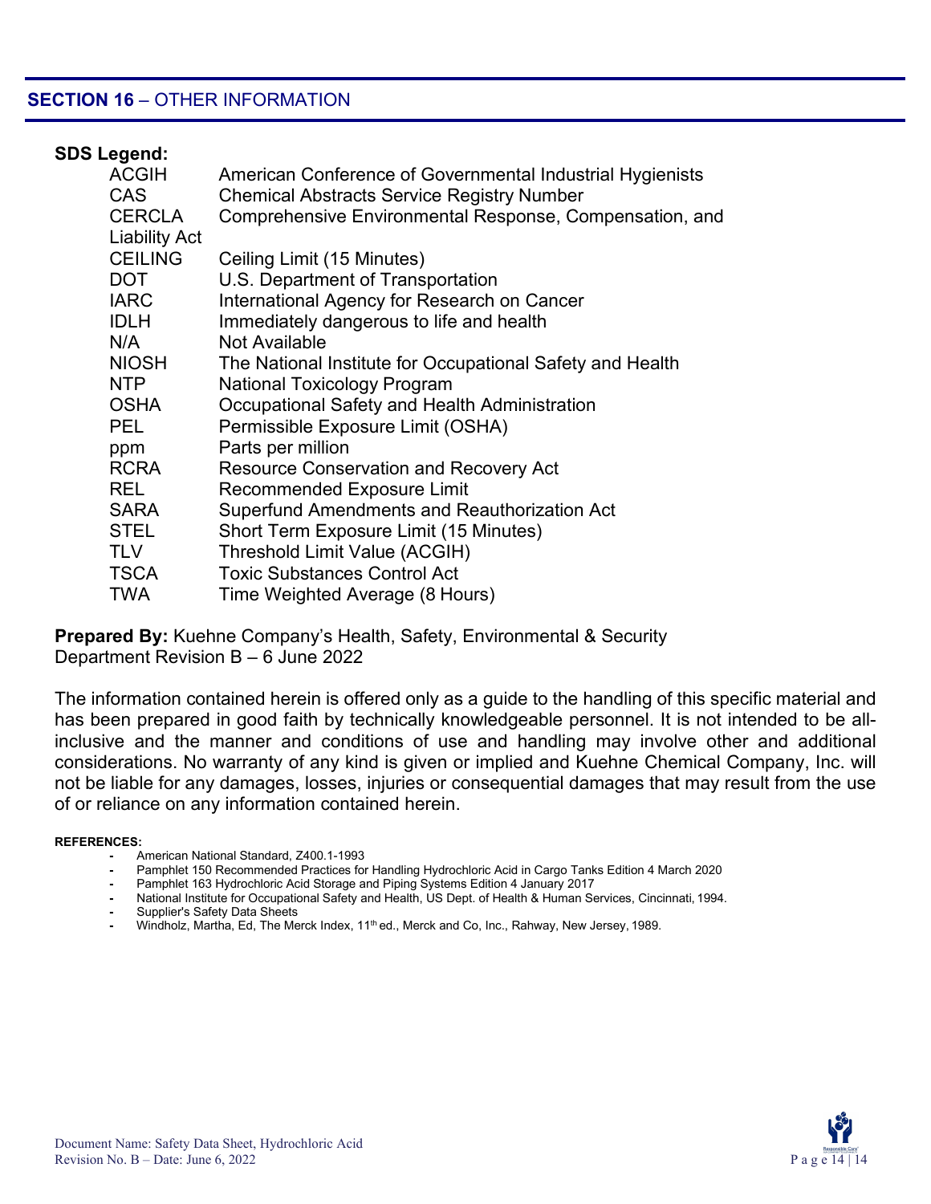## SECTION 16 – OTHER INFORMATION

**SDS Legend:**

| | |
|---|---|
| ACGIH | American Conference of Governmental Industrial Hygienists |
| CAS | Chemical Abstracts Service Registry Number |
| CERCLA | Comprehensive Environmental Response, Compensation, and Liability Act |
| CEILING | Ceiling Limit (15 Minutes) |
| DOT | U.S. Department of Transportation |
| IARC | International Agency for Research on Cancer |
| IDLH | Immediately dangerous to life and health |
| N/A | Not Available |
| NIOSH | The National Institute for Occupational Safety and Health |
| NTP | National Toxicology Program |
| OSHA | Occupational Safety and Health Administration |
| PEL | Permissible Exposure Limit (OSHA) |
| ppm | Parts per million |
| RCRA | Resource Conservation and Recovery Act |
| REL | Recommended Exposure Limit |
| SARA | Superfund Amendments and Reauthorization Act |
| STEL | Short Term Exposure Limit (15 Minutes) |
| TLV | Threshold Limit Value (ACGIH) |
| TSCA | Toxic Substances Control Act |
| TWA | Time Weighted Average (8 Hours) |

**Prepared By:** Kuehne Company's Health, Safety, Environmental & Security Department Revision B – 6 June 2022

The information contained herein is offered only as a guide to the handling of this specific material and has been prepared in good faith by technically knowledgeable personnel. It is not intended to be all-inclusive and the manner and conditions of use and handling may involve other and additional considerations. No warranty of any kind is given or implied and Kuehne Chemical Company, Inc. will not be liable for any damages, losses, injuries or consequential damages that may result from the use of or reliance on any information contained herein.

**REFERENCES:**

- American National Standard, Z400.1-1993
- Pamphlet 150 Recommended Practices for Handling Hydrochloric Acid in Cargo Tanks Edition 4 March 2020
- Pamphlet 163 Hydrochloric Acid Storage and Piping Systems Edition 4 January 2017
- National Institute for Occupational Safety and Health, US Dept. of Health & Human Services, Cincinnati, 1994.
- Supplier's Safety Data Sheets
- Windholz, Martha, Ed, The Merck Index, 11th ed., Merck and Co, Inc., Rahway, New Jersey, 1989.